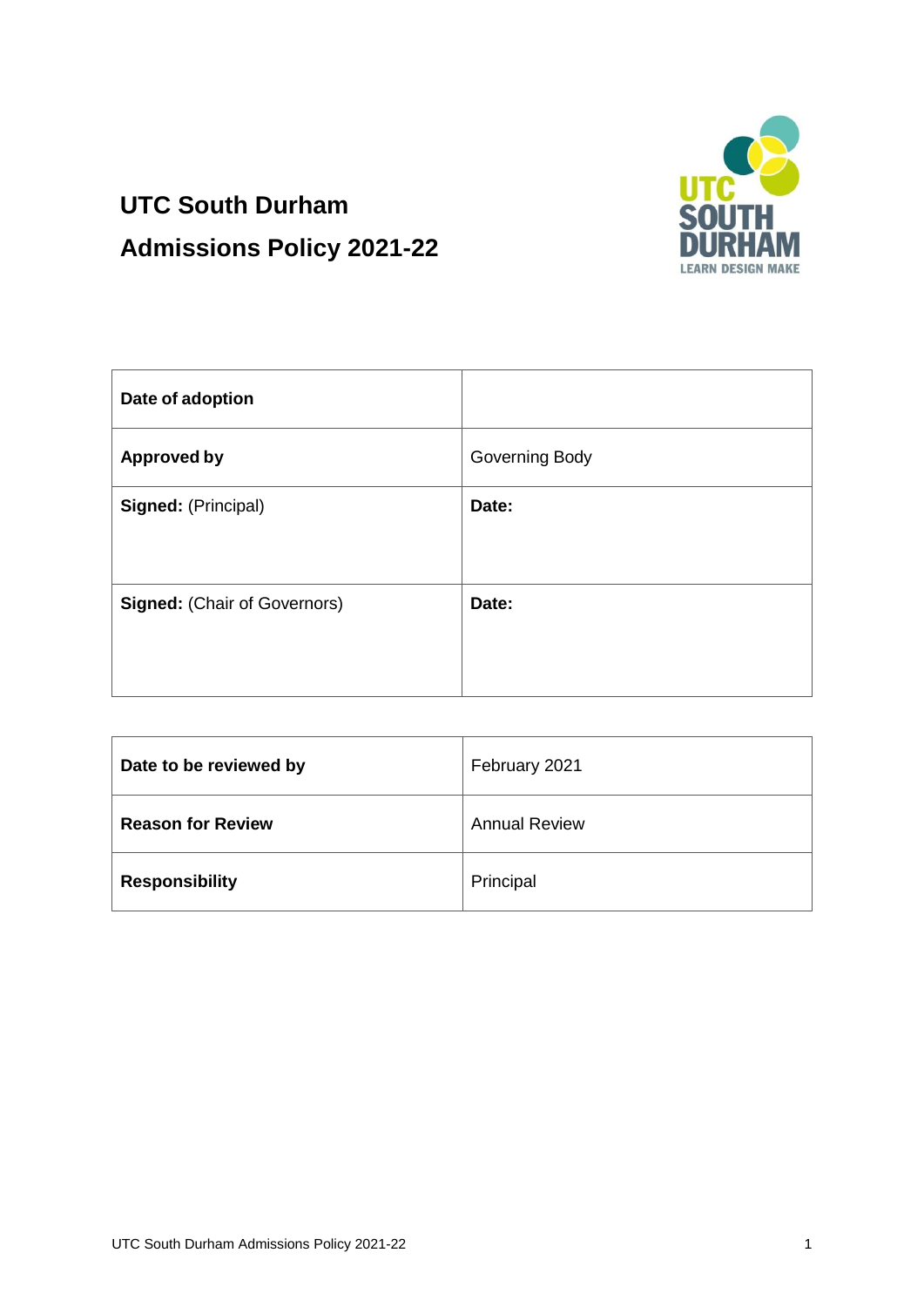# UTC South Durham

# Admissions Policy 2021-22

| **Date of adoption** | |
|---|---|
| **Approved by** | Governing Body |
| **Signed:** (Principal) | **Date:** |
| **Signed:** (Chair of Governors) | **Date:** |

| **Date to be reviewed by** | February 2021 |
|---|---|
| **Reason for Review** | Annual Review |
| **Responsibility** | Principal |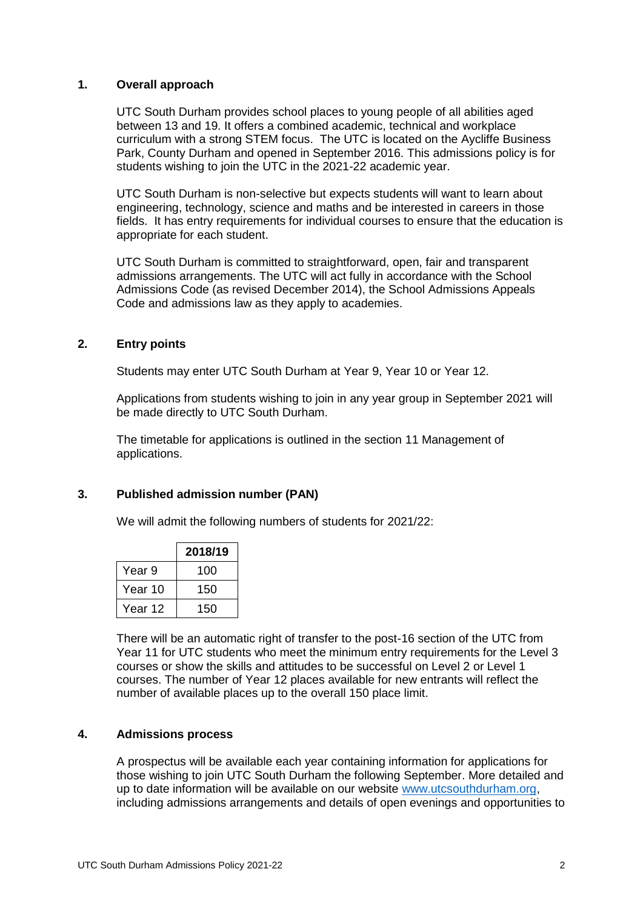## 1. Overall approach

UTC South Durham provides school places to young people of all abilities aged between 13 and 19. It offers a combined academic, technical and workplace curriculum with a strong STEM focus. The UTC is located on the Aycliffe Business Park, County Durham and opened in September 2016. This admissions policy is for students wishing to join the UTC in the 2021-22 academic year.

UTC South Durham is non-selective but expects students will want to learn about engineering, technology, science and maths and be interested in careers in those fields. It has entry requirements for individual courses to ensure that the education is appropriate for each student.

UTC South Durham is committed to straightforward, open, fair and transparent admissions arrangements. The UTC will act fully in accordance with the School Admissions Code (as revised December 2014), the School Admissions Appeals Code and admissions law as they apply to academies.

## 2. Entry points

Students may enter UTC South Durham at Year 9, Year 10 or Year 12.

Applications from students wishing to join in any year group in September 2021 will be made directly to UTC South Durham.

The timetable for applications is outlined in the section 11 Management of applications.

## 3. Published admission number (PAN)

We will admit the following numbers of students for 2021/22:

| | 2018/19 |
|---|---|
| Year 9 | 100 |
| Year 10 | 150 |
| Year 12 | 150 |

There will be an automatic right of transfer to the post-16 section of the UTC from Year 11 for UTC students who meet the minimum entry requirements for the Level 3 courses or show the skills and attitudes to be successful on Level 2 or Level 1 courses. The number of Year 12 places available for new entrants will reflect the number of available places up to the overall 150 place limit.

## 4. Admissions process

A prospectus will be available each year containing information for applications for those wishing to join UTC South Durham the following September. More detailed and up to date information will be available on our website www.utcsouthdurham.org, including admissions arrangements and details of open evenings and opportunities to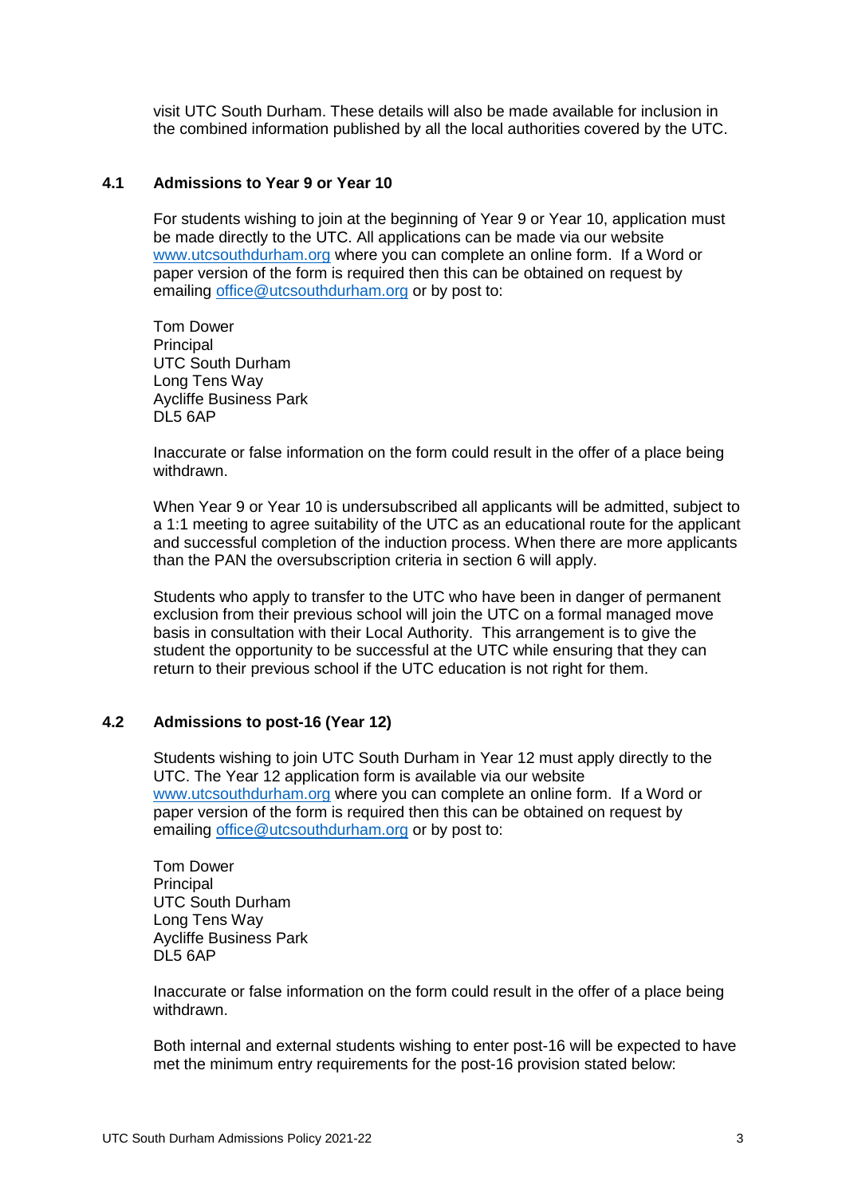visit UTC South Durham. These details will also be made available for inclusion in the combined information published by all the local authorities covered by the UTC.

### 4.1 Admissions to Year 9 or Year 10

For students wishing to join at the beginning of Year 9 or Year 10, application must be made directly to the UTC. All applications can be made via our website www.utcsouthdurham.org where you can complete an online form. If a Word or paper version of the form is required then this can be obtained on request by emailing office@utcsouthdurham.org or by post to:

Tom Dower  
Principal  
UTC South Durham  
Long Tens Way  
Aycliffe Business Park  
DL5 6AP

Inaccurate or false information on the form could result in the offer of a place being withdrawn.

When Year 9 or Year 10 is undersubscribed all applicants will be admitted, subject to a 1:1 meeting to agree suitability of the UTC as an educational route for the applicant and successful completion of the induction process. When there are more applicants than the PAN the oversubscription criteria in section 6 will apply.

Students who apply to transfer to the UTC who have been in danger of permanent exclusion from their previous school will join the UTC on a formal managed move basis in consultation with their Local Authority. This arrangement is to give the student the opportunity to be successful at the UTC while ensuring that they can return to their previous school if the UTC education is not right for them.

### 4.2 Admissions to post-16 (Year 12)

Students wishing to join UTC South Durham in Year 12 must apply directly to the UTC. The Year 12 application form is available via our website www.utcsouthdurham.org where you can complete an online form. If a Word or paper version of the form is required then this can be obtained on request by emailing office@utcsouthdurham.org or by post to:

Tom Dower  
Principal  
UTC South Durham  
Long Tens Way  
Aycliffe Business Park  
DL5 6AP

Inaccurate or false information on the form could result in the offer of a place being withdrawn.

Both internal and external students wishing to enter post-16 will be expected to have met the minimum entry requirements for the post-16 provision stated below: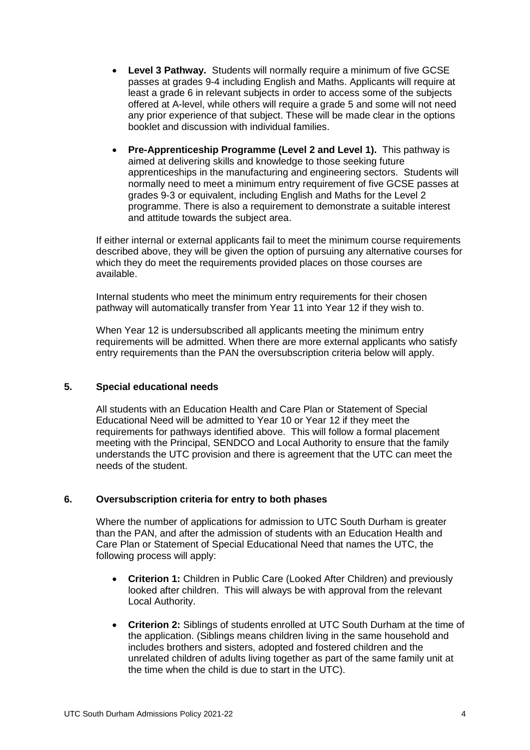- **Level 3 Pathway.** Students will normally require a minimum of five GCSE passes at grades 9-4 including English and Maths. Applicants will require at least a grade 6 in relevant subjects in order to access some of the subjects offered at A-level, while others will require a grade 5 and some will not need any prior experience of that subject. These will be made clear in the options booklet and discussion with individual families.

- **Pre-Apprenticeship Programme (Level 2 and Level 1).** This pathway is aimed at delivering skills and knowledge to those seeking future apprenticeships in the manufacturing and engineering sectors. Students will normally need to meet a minimum entry requirement of five GCSE passes at grades 9-3 or equivalent, including English and Maths for the Level 2 programme. There is also a requirement to demonstrate a suitable interest and attitude towards the subject area.

If either internal or external applicants fail to meet the minimum course requirements described above, they will be given the option of pursuing any alternative courses for which they do meet the requirements provided places on those courses are available.

Internal students who meet the minimum entry requirements for their chosen pathway will automatically transfer from Year 11 into Year 12 if they wish to.

When Year 12 is undersubscribed all applicants meeting the minimum entry requirements will be admitted. When there are more external applicants who satisfy entry requirements than the PAN the oversubscription criteria below will apply.

## 5. Special educational needs

All students with an Education Health and Care Plan or Statement of Special Educational Need will be admitted to Year 10 or Year 12 if they meet the requirements for pathways identified above. This will follow a formal placement meeting with the Principal, SENDCO and Local Authority to ensure that the family understands the UTC provision and there is agreement that the UTC can meet the needs of the student.

## 6. Oversubscription criteria for entry to both phases

Where the number of applications for admission to UTC South Durham is greater than the PAN, and after the admission of students with an Education Health and Care Plan or Statement of Special Educational Need that names the UTC, the following process will apply:

- **Criterion 1:** Children in Public Care (Looked After Children) and previously looked after children. This will always be with approval from the relevant Local Authority.

- **Criterion 2:** Siblings of students enrolled at UTC South Durham at the time of the application. (Siblings means children living in the same household and includes brothers and sisters, adopted and fostered children and the unrelated children of adults living together as part of the same family unit at the time when the child is due to start in the UTC).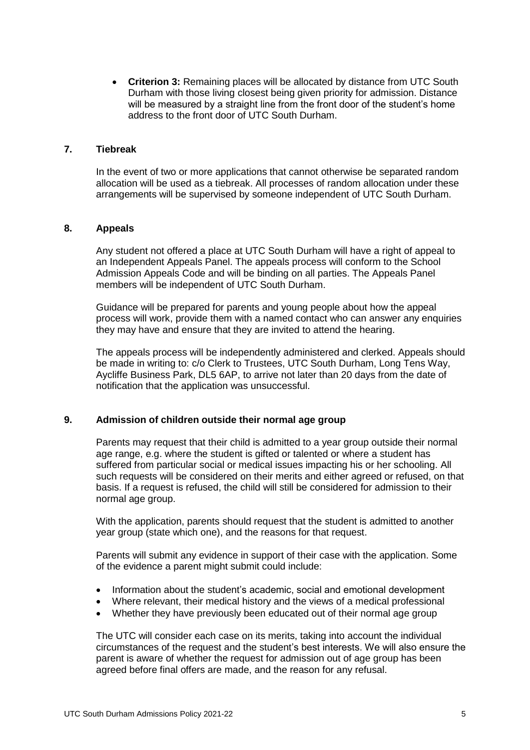- **Criterion 3:** Remaining places will be allocated by distance from UTC South Durham with those living closest being given priority for admission. Distance will be measured by a straight line from the front door of the student's home address to the front door of UTC South Durham.

## 7. Tiebreak

In the event of two or more applications that cannot otherwise be separated random allocation will be used as a tiebreak. All processes of random allocation under these arrangements will be supervised by someone independent of UTC South Durham.

## 8. Appeals

Any student not offered a place at UTC South Durham will have a right of appeal to an Independent Appeals Panel. The appeals process will conform to the School Admission Appeals Code and will be binding on all parties. The Appeals Panel members will be independent of UTC South Durham.

Guidance will be prepared for parents and young people about how the appeal process will work, provide them with a named contact who can answer any enquiries they may have and ensure that they are invited to attend the hearing.

The appeals process will be independently administered and clerked. Appeals should be made in writing to: c/o Clerk to Trustees, UTC South Durham, Long Tens Way, Aycliffe Business Park, DL5 6AP, to arrive not later than 20 days from the date of notification that the application was unsuccessful.

## 9. Admission of children outside their normal age group

Parents may request that their child is admitted to a year group outside their normal age range, e.g. where the student is gifted or talented or where a student has suffered from particular social or medical issues impacting his or her schooling. All such requests will be considered on their merits and either agreed or refused, on that basis. If a request is refused, the child will still be considered for admission to their normal age group.

With the application, parents should request that the student is admitted to another year group (state which one), and the reasons for that request.

Parents will submit any evidence in support of their case with the application. Some of the evidence a parent might submit could include:

- Information about the student's academic, social and emotional development
- Where relevant, their medical history and the views of a medical professional
- Whether they have previously been educated out of their normal age group

The UTC will consider each case on its merits, taking into account the individual circumstances of the request and the student's best interests. We will also ensure the parent is aware of whether the request for admission out of age group has been agreed before final offers are made, and the reason for any refusal.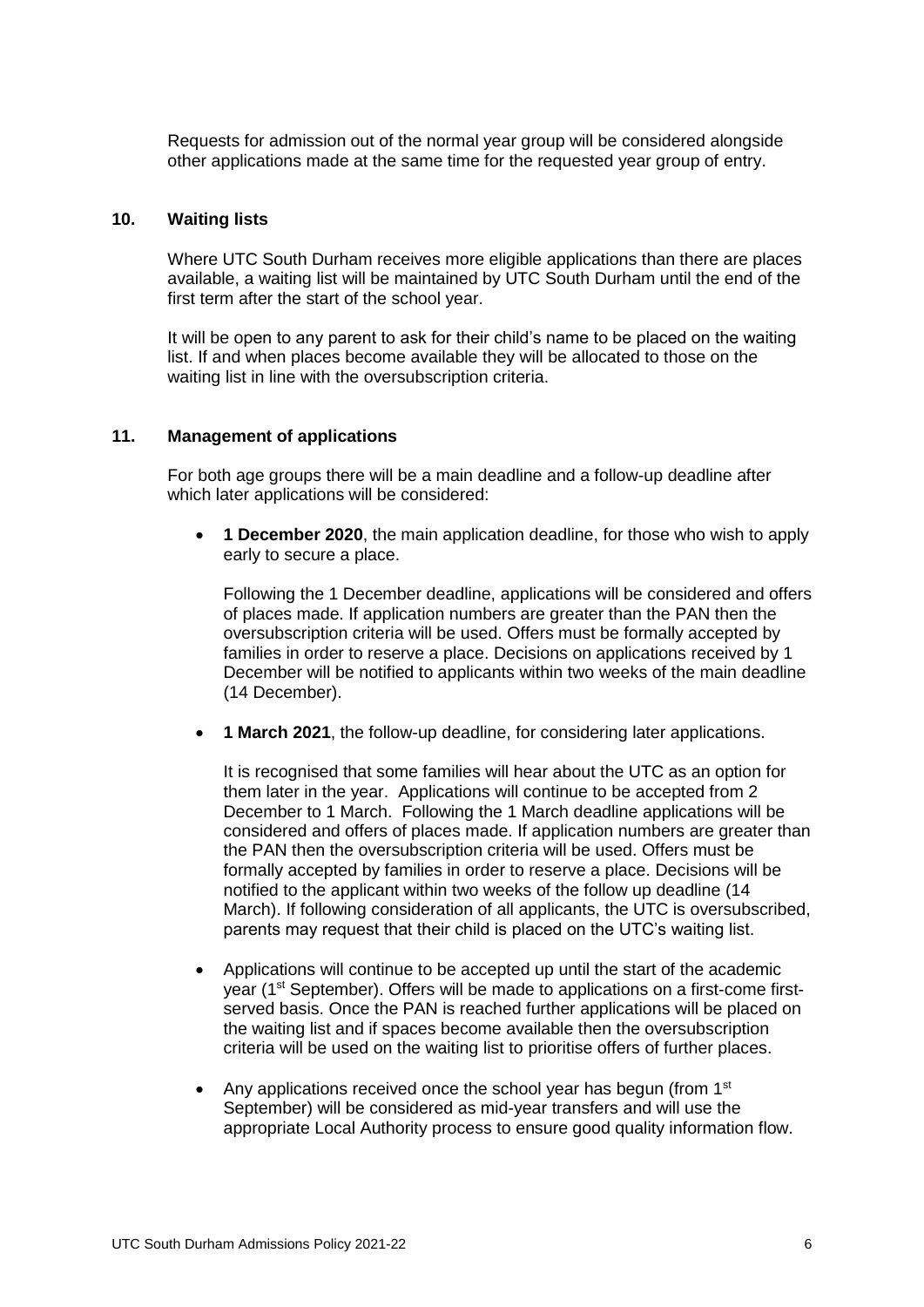Requests for admission out of the normal year group will be considered alongside other applications made at the same time for the requested year group of entry.

## 10. Waiting lists

Where UTC South Durham receives more eligible applications than there are places available, a waiting list will be maintained by UTC South Durham until the end of the first term after the start of the school year.

It will be open to any parent to ask for their child's name to be placed on the waiting list. If and when places become available they will be allocated to those on the waiting list in line with the oversubscription criteria.

## 11. Management of applications

For both age groups there will be a main deadline and a follow-up deadline after which later applications will be considered:

- **1 December 2020**, the main application deadline, for those who wish to apply early to secure a place.

  Following the 1 December deadline, applications will be considered and offers of places made. If application numbers are greater than the PAN then the oversubscription criteria will be used. Offers must be formally accepted by families in order to reserve a place. Decisions on applications received by 1 December will be notified to applicants within two weeks of the main deadline (14 December).

- **1 March 2021**, the follow-up deadline, for considering later applications.

  It is recognised that some families will hear about the UTC as an option for them later in the year. Applications will continue to be accepted from 2 December to 1 March. Following the 1 March deadline applications will be considered and offers of places made. If application numbers are greater than the PAN then the oversubscription criteria will be used. Offers must be formally accepted by families in order to reserve a place. Decisions will be notified to the applicant within two weeks of the follow up deadline (14 March). If following consideration of all applicants, the UTC is oversubscribed, parents may request that their child is placed on the UTC's waiting list.

- Applications will continue to be accepted up until the start of the academic year (1st September). Offers will be made to applications on a first-come first-served basis. Once the PAN is reached further applications will be placed on the waiting list and if spaces become available then the oversubscription criteria will be used on the waiting list to prioritise offers of further places.

- Any applications received once the school year has begun (from 1st September) will be considered as mid-year transfers and will use the appropriate Local Authority process to ensure good quality information flow.